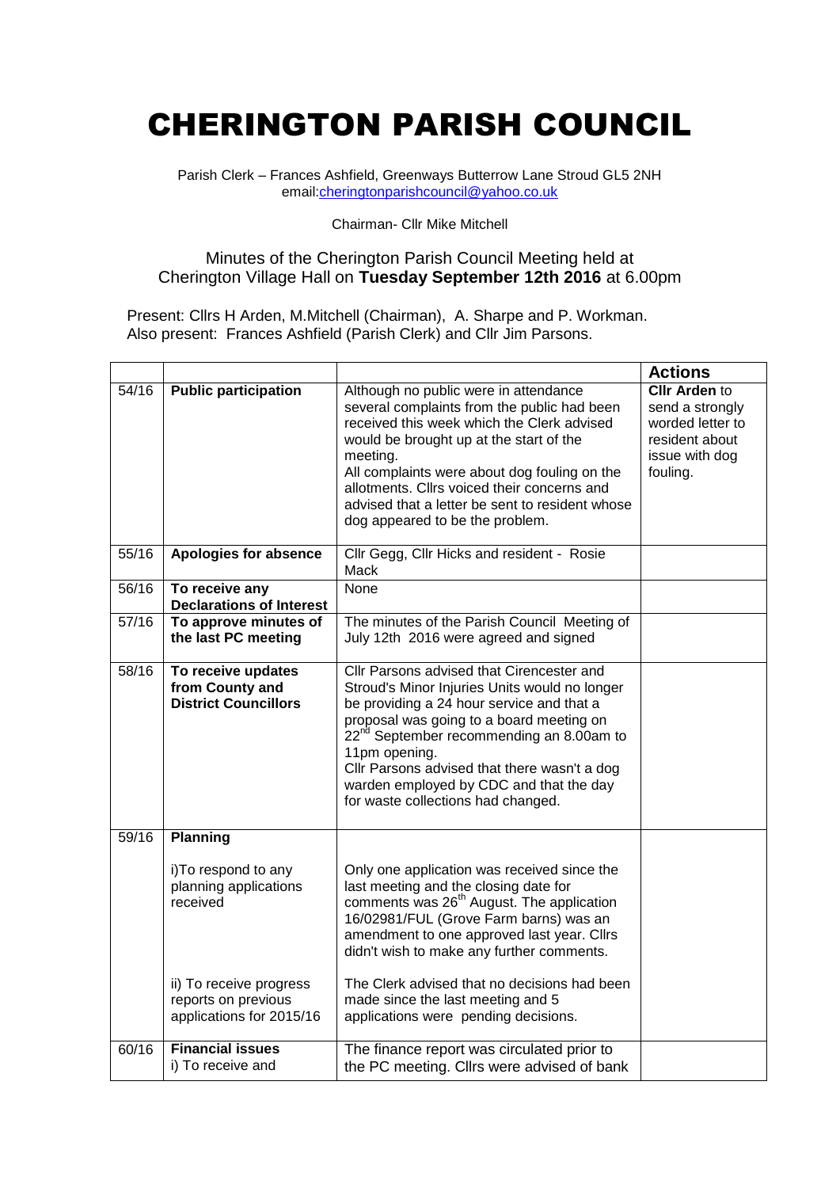# CHERINGTON PARISH COUNCIL

Parish Clerk – Frances Ashfield, Greenways Butterrow Lane Stroud GL5 2NH
email:cheringtonparishcouncil@yahoo.co.uk

Chairman- Cllr Mike Mitchell

Minutes of the Cherington Parish Council Meeting held at Cherington Village Hall on **Tuesday September 12th 2016** at 6.00pm

Present: Cllrs H Arden, M.Mitchell (Chairman), A. Sharpe and P. Workman.
Also present: Frances Ashfield (Parish Clerk) and Cllr Jim Parsons.

| | | | **Actions** |
|---|---|---|---|
| 54/16 | **Public participation** | Although no public were in attendance several complaints from the public had been received this week which the Clerk advised would be brought up at the start of the meeting.<br>All complaints were about dog fouling on the allotments. Cllrs voiced their concerns and advised that a letter be sent to resident whose dog appeared to be the problem. | **Cllr Arden** to send a strongly worded letter to resident about issue with dog fouling. |
| 55/16 | **Apologies for absence** | Cllr Gegg, Cllr Hicks and resident - Rosie Mack | |
| 56/16 | **To receive any Declarations of Interest** | None | |
| 57/16 | **To approve minutes of the last PC meeting** | The minutes of the Parish Council Meeting of July 12th 2016 were agreed and signed | |
| 58/16 | **To receive updates from County and District Councillors** | Cllr Parsons advised that Cirencester and Stroud's Minor Injuries Units would no longer be providing a 24 hour service and that a proposal was going to a board meeting on 22nd September recommending an 8.00am to 11pm opening.<br>Cllr Parsons advised that there wasn't a dog warden employed by CDC and that the day for waste collections had changed. | |
| 59/16 | **Planning**<br><br>i)To respond to any planning applications received<br><br>ii) To receive progress reports on previous applications for 2015/16 | <br><br>Only one application was received since the last meeting and the closing date for comments was 26th August. The application 16/02981/FUL (Grove Farm barns) was an amendment to one approved last year. Cllrs didn't wish to make any further comments.<br><br>The Clerk advised that no decisions had been made since the last meeting and 5 applications were pending decisions. | |
| 60/16 | **Financial issues**<br>i) To receive and | The finance report was circulated prior to the PC meeting. Cllrs were advised of bank | |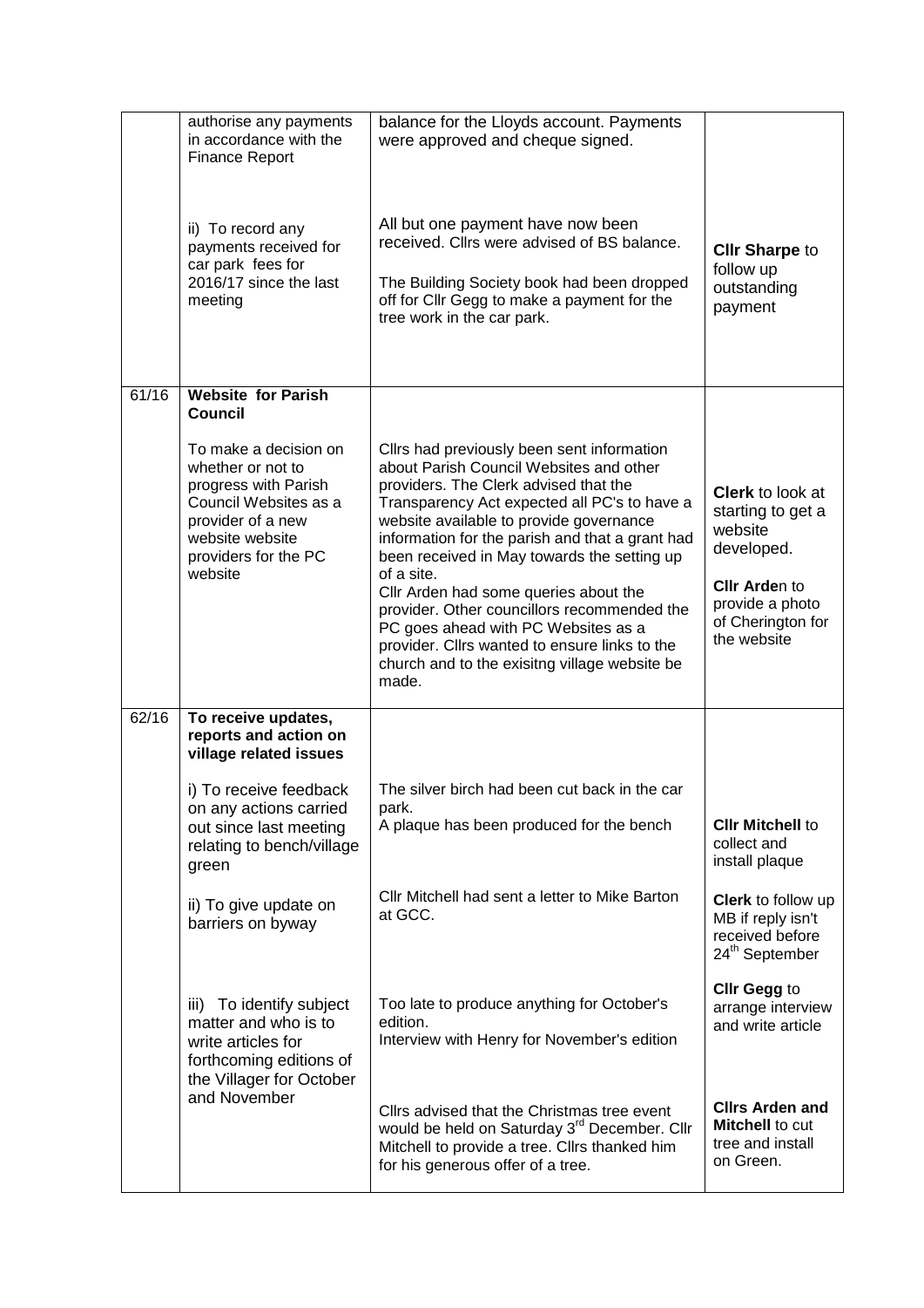| | | | |
|---|---|---|---|
| | authorise any payments in accordance with the Finance Report | balance for the Lloyds account. Payments were approved and cheque signed. | |
| | ii) To record any payments received for car park fees for 2016/17 since the last meeting | All but one payment have now been received. Cllrs were advised of BS balance.<br><br>The Building Society book had been dropped off for Cllr Gegg to make a payment for the tree work in the car park. | **Cllr Sharpe** to follow up outstanding payment |
| 61/16 | **Website for Parish Council**<br><br>To make a decision on whether or not to progress with Parish Council Websites as a provider of a new website website providers for the PC website | Cllrs had previously been sent information about Parish Council Websites and other providers. The Clerk advised that the Transparency Act expected all PC's to have a website available to provide governance information for the parish and that a grant had been received in May towards the setting up of a site.<br>Cllr Arden had some queries about the provider. Other councillors recommended the PC goes ahead with PC Websites as a provider. Cllrs wanted to ensure links to the church and to the exisitng village website be made. | **Clerk** to look at starting to get a website developed.<br><br>**Cllr Arden** to provide a photo of Cherington for the website |
| 62/16 | **To receive updates, reports and action on village related issues** | | |
| | i) To receive feedback on any actions carried out since last meeting relating to bench/village green | The silver birch had been cut back in the car park.<br>A plaque has been produced for the bench | **Cllr Mitchell** to collect and install plaque |
| | ii) To give update on barriers on byway | Cllr Mitchell had sent a letter to Mike Barton at GCC. | **Clerk** to follow up MB if reply isn't received before 24th September |
| | iii) To identify subject matter and who is to write articles for forthcoming editions of the Villager for October and November | Too late to produce anything for October's edition.<br>Interview with Henry for November's edition | **Cllr Gegg** to arrange interview and write article |
| | | Cllrs advised that the Christmas tree event would be held on Saturday 3rd December. Cllr Mitchell to provide a tree. Cllrs thanked him for his generous offer of a tree. | **Cllrs Arden and Mitchell** to cut tree and install on Green. |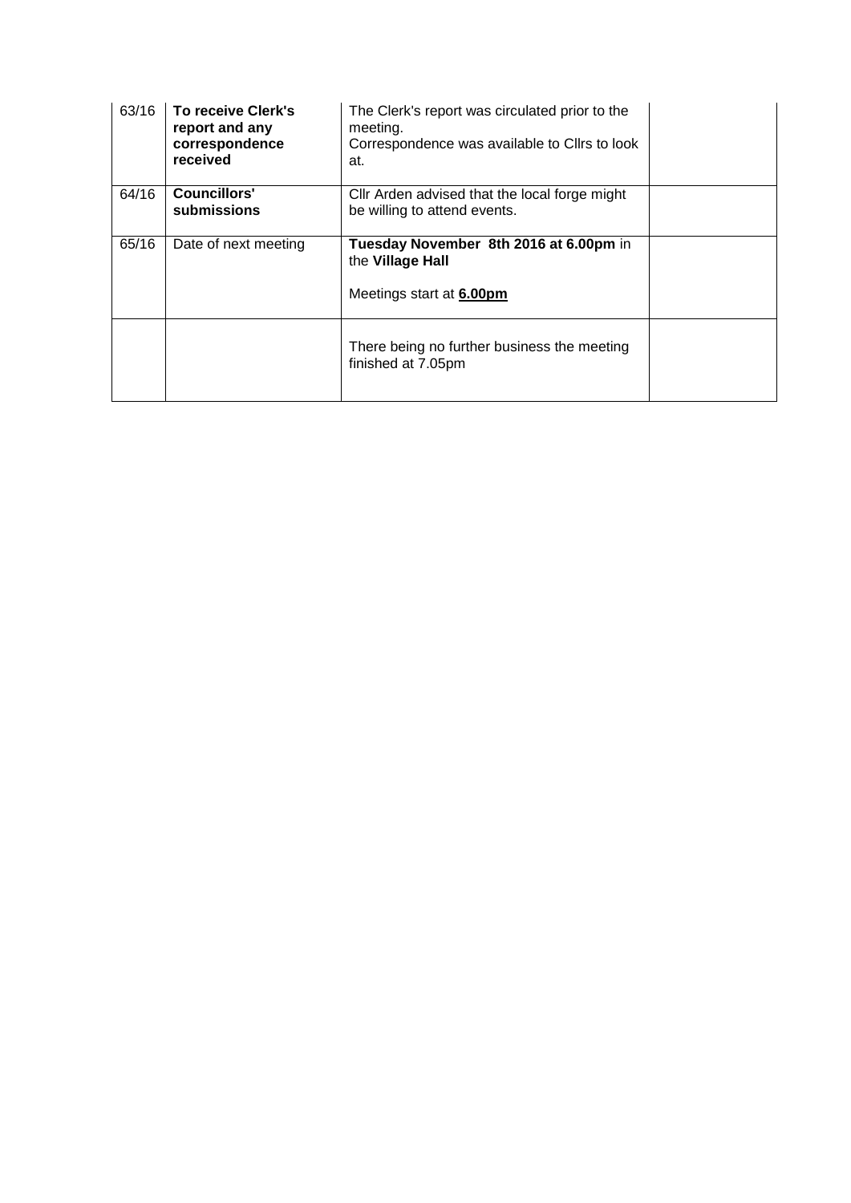| | | | |
|---|---|---|---|
| 63/16 | **To receive Clerk's report and any correspondence received** | The Clerk's report was circulated prior to the meeting.<br>Correspondence was available to Cllrs to look at. | |
| 64/16 | **Councillors' submissions** | Cllr Arden advised that the local forge might be willing to attend events. | |
| 65/16 | Date of next meeting | **Tuesday November 8th 2016 at 6.00pm** in the **Village Hall**<br><br>Meetings start at **6.00pm** | |
| | | There being no further business the meeting finished at 7.05pm | |